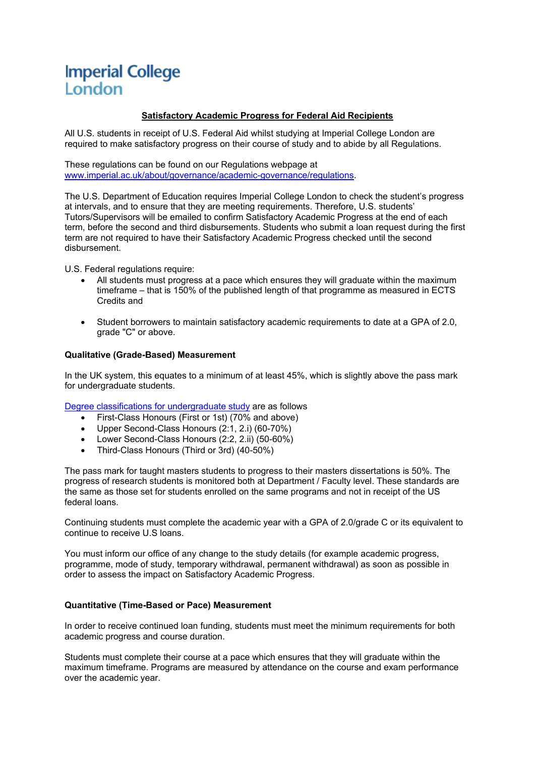Imperial College London

## Satisfactory Academic Progress for Federal Aid Recipients

All U.S. students in receipt of U.S. Federal Aid whilst studying at Imperial College London are required to make satisfactory progress on their course of study and to abide by all Regulations.

These regulations can be found on our Regulations webpage at [www.imperial.ac.uk/about/governance/academic-governance/regulations](www.imperial.ac.uk/about/governance/academic-governance/regulations).

The U.S. Department of Education requires Imperial College London to check the student's progress at intervals, and to ensure that they are meeting requirements. Therefore, U.S. students' Tutors/Supervisors will be emailed to confirm Satisfactory Academic Progress at the end of each term, before the second and third disbursements. Students who submit a loan request during the first term are not required to have their Satisfactory Academic Progress checked until the second disbursement.

U.S. Federal regulations require:

- All students must progress at a pace which ensures they will graduate within the maximum timeframe – that is 150% of the published length of that programme as measured in ECTS Credits and
- Student borrowers to maintain satisfactory academic requirements to date at a GPA of 2.0, grade "C" or above.

### Qualitative (Grade-Based) Measurement

In the UK system, this equates to a minimum of at least 45%, which is slightly above the pass mark for undergraduate students.

[Degree classifications for undergraduate study]() are as follows

- First-Class Honours (First or 1st) (70% and above)
- Upper Second-Class Honours (2:1, 2.i) (60-70%)
- Lower Second-Class Honours (2:2, 2.ii) (50-60%)
- Third-Class Honours (Third or 3rd) (40-50%)

The pass mark for taught masters students to progress to their masters dissertations is 50%. The progress of research students is monitored both at Department / Faculty level. These standards are the same as those set for students enrolled on the same programs and not in receipt of the US federal loans.

Continuing students must complete the academic year with a GPA of 2.0/grade C or its equivalent to continue to receive U.S loans.

You must inform our office of any change to the study details (for example academic progress, programme, mode of study, temporary withdrawal, permanent withdrawal) as soon as possible in order to assess the impact on Satisfactory Academic Progress.

### Quantitative (Time-Based or Pace) Measurement

In order to receive continued loan funding, students must meet the minimum requirements for both academic progress and course duration.

Students must complete their course at a pace which ensures that they will graduate within the maximum timeframe. Programs are measured by attendance on the course and exam performance over the academic year.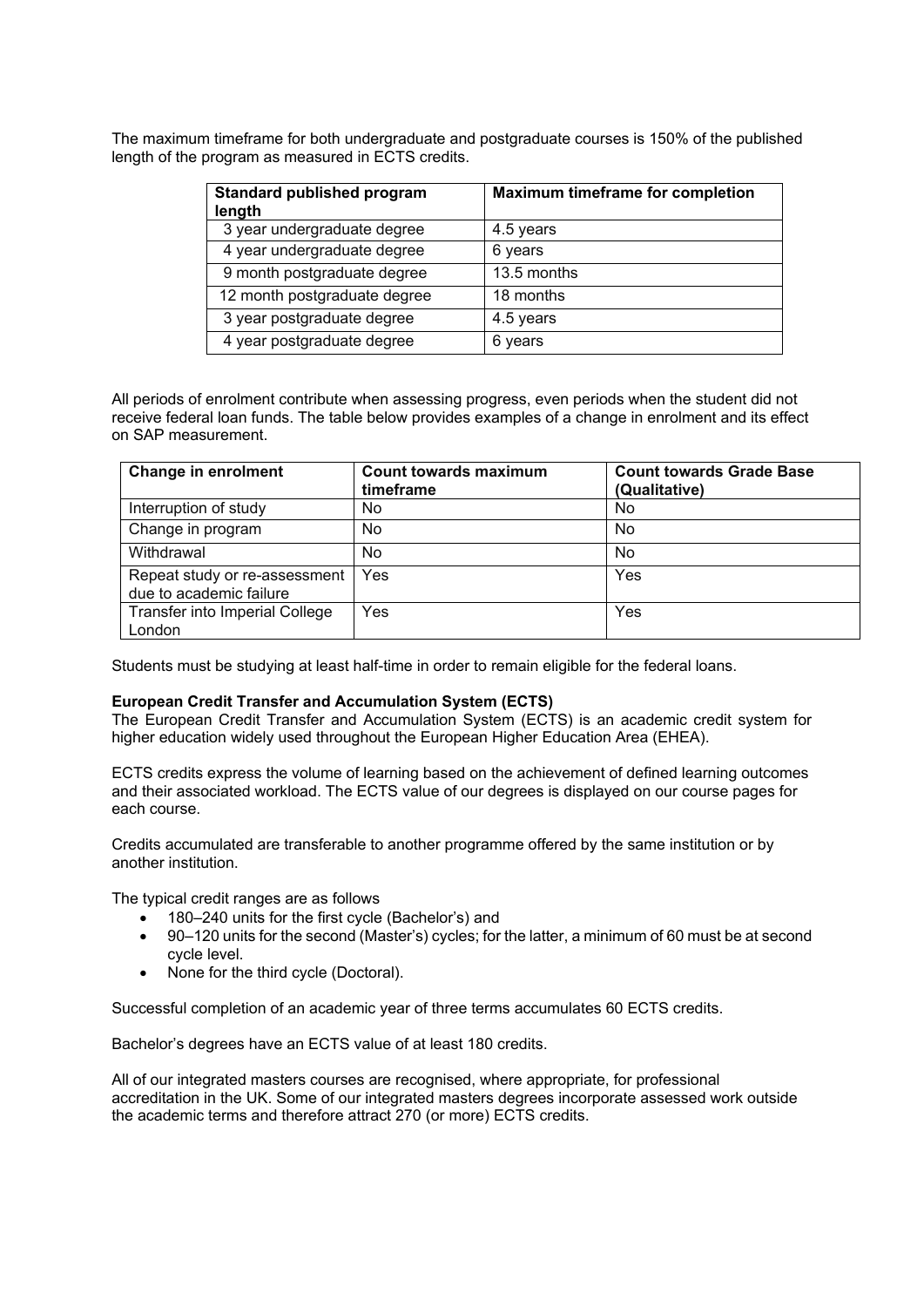The maximum timeframe for both undergraduate and postgraduate courses is 150% of the published length of the program as measured in ECTS credits.

| Standard published program length | Maximum timeframe for completion |
| --- | --- |
| 3 year undergraduate degree | 4.5 years |
| 4 year undergraduate degree | 6 years |
| 9 month postgraduate degree | 13.5 months |
| 12 month postgraduate degree | 18 months |
| 3 year postgraduate degree | 4.5 years |
| 4 year postgraduate degree | 6 years |

All periods of enrolment contribute when assessing progress, even periods when the student did not receive federal loan funds. The table below provides examples of a change in enrolment and its effect on SAP measurement.

| Change in enrolment | Count towards maximum timeframe | Count towards Grade Base (Qualitative) |
| --- | --- | --- |
| Interruption of study | No | No |
| Change in program | No | No |
| Withdrawal | No | No |
| Repeat study or re-assessment due to academic failure | Yes | Yes |
| Transfer into Imperial College London | Yes | Yes |

Students must be studying at least half-time in order to remain eligible for the federal loans.

**European Credit Transfer and Accumulation System (ECTS)**

The European Credit Transfer and Accumulation System (ECTS) is an academic credit system for higher education widely used throughout the European Higher Education Area (EHEA).

ECTS credits express the volume of learning based on the achievement of defined learning outcomes and their associated workload. The ECTS value of our degrees is displayed on our course pages for each course.

Credits accumulated are transferable to another programme offered by the same institution or by another institution.

The typical credit ranges are as follows

- 180–240 units for the first cycle (Bachelor's) and
- 90–120 units for the second (Master's) cycles; for the latter, a minimum of 60 must be at second cycle level.
- None for the third cycle (Doctoral).

Successful completion of an academic year of three terms accumulates 60 ECTS credits.

Bachelor's degrees have an ECTS value of at least 180 credits.

All of our integrated masters courses are recognised, where appropriate, for professional accreditation in the UK. Some of our integrated masters degrees incorporate assessed work outside the academic terms and therefore attract 270 (or more) ECTS credits.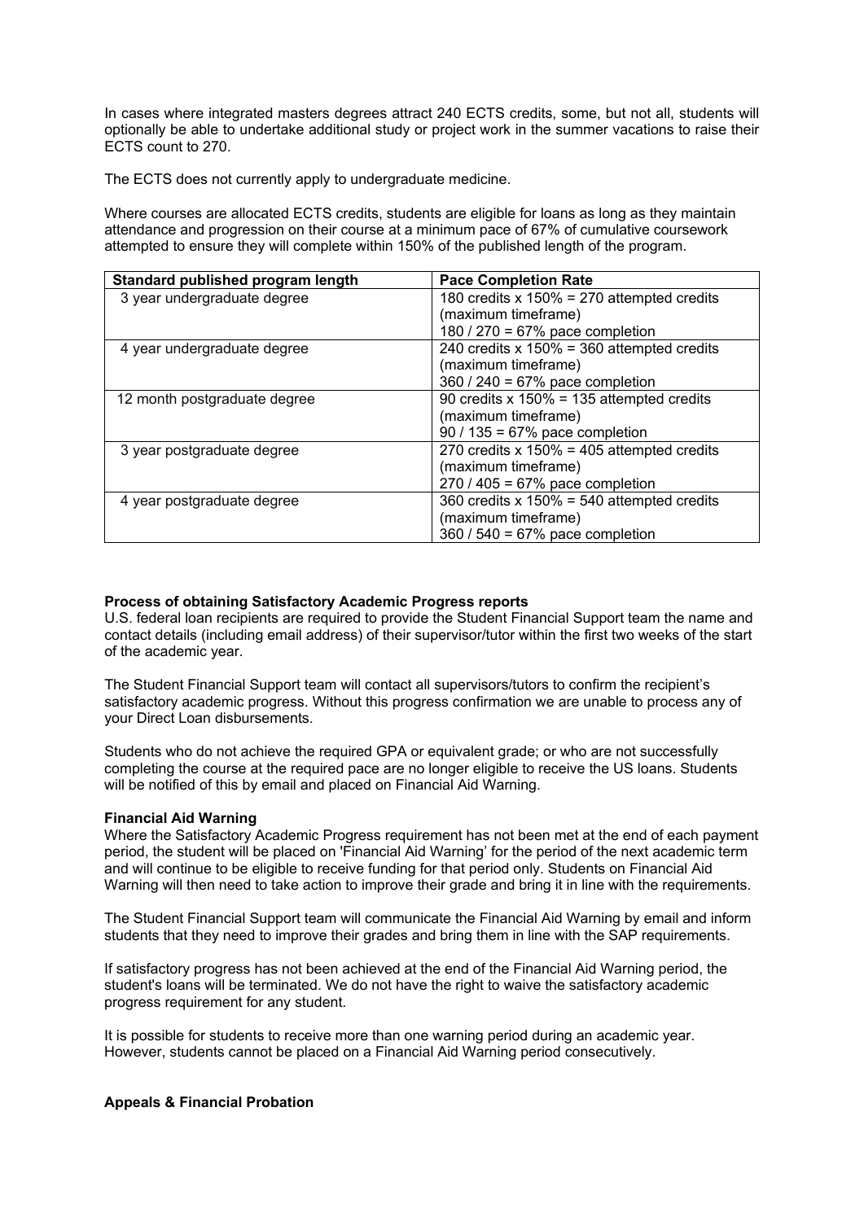In cases where integrated masters degrees attract 240 ECTS credits, some, but not all, students will optionally be able to undertake additional study or project work in the summer vacations to raise their ECTS count to 270.

The ECTS does not currently apply to undergraduate medicine.

Where courses are allocated ECTS credits, students are eligible for loans as long as they maintain attendance and progression on their course at a minimum pace of 67% of cumulative coursework attempted to ensure they will complete within 150% of the published length of the program.

| Standard published program length | Pace Completion Rate |
|---|---|
| 3 year undergraduate degree | 180 credits x 150% = 270 attempted credits (maximum timeframe)<br>180 / 270 = 67% pace completion |
| 4 year undergraduate degree | 240 credits x 150% = 360 attempted credits (maximum timeframe)<br>360 / 240 = 67% pace completion |
| 12 month postgraduate degree | 90 credits x 150% = 135 attempted credits (maximum timeframe)<br>90 / 135 = 67% pace completion |
| 3 year postgraduate degree | 270 credits x 150% = 405 attempted credits (maximum timeframe)<br>270 / 405 = 67% pace completion |
| 4 year postgraduate degree | 360 credits x 150% = 540 attempted credits (maximum timeframe)<br>360 / 540 = 67% pace completion |

**Process of obtaining Satisfactory Academic Progress reports**

U.S. federal loan recipients are required to provide the Student Financial Support team the name and contact details (including email address) of their supervisor/tutor within the first two weeks of the start of the academic year.

The Student Financial Support team will contact all supervisors/tutors to confirm the recipient's satisfactory academic progress. Without this progress confirmation we are unable to process any of your Direct Loan disbursements.

Students who do not achieve the required GPA or equivalent grade; or who are not successfully completing the course at the required pace are no longer eligible to receive the US loans. Students will be notified of this by email and placed on Financial Aid Warning.

**Financial Aid Warning**

Where the Satisfactory Academic Progress requirement has not been met at the end of each payment period, the student will be placed on 'Financial Aid Warning' for the period of the next academic term and will continue to be eligible to receive funding for that period only. Students on Financial Aid Warning will then need to take action to improve their grade and bring it in line with the requirements.

The Student Financial Support team will communicate the Financial Aid Warning by email and inform students that they need to improve their grades and bring them in line with the SAP requirements.

If satisfactory progress has not been achieved at the end of the Financial Aid Warning period, the student's loans will be terminated. We do not have the right to waive the satisfactory academic progress requirement for any student.

It is possible for students to receive more than one warning period during an academic year. However, students cannot be placed on a Financial Aid Warning period consecutively.

**Appeals & Financial Probation**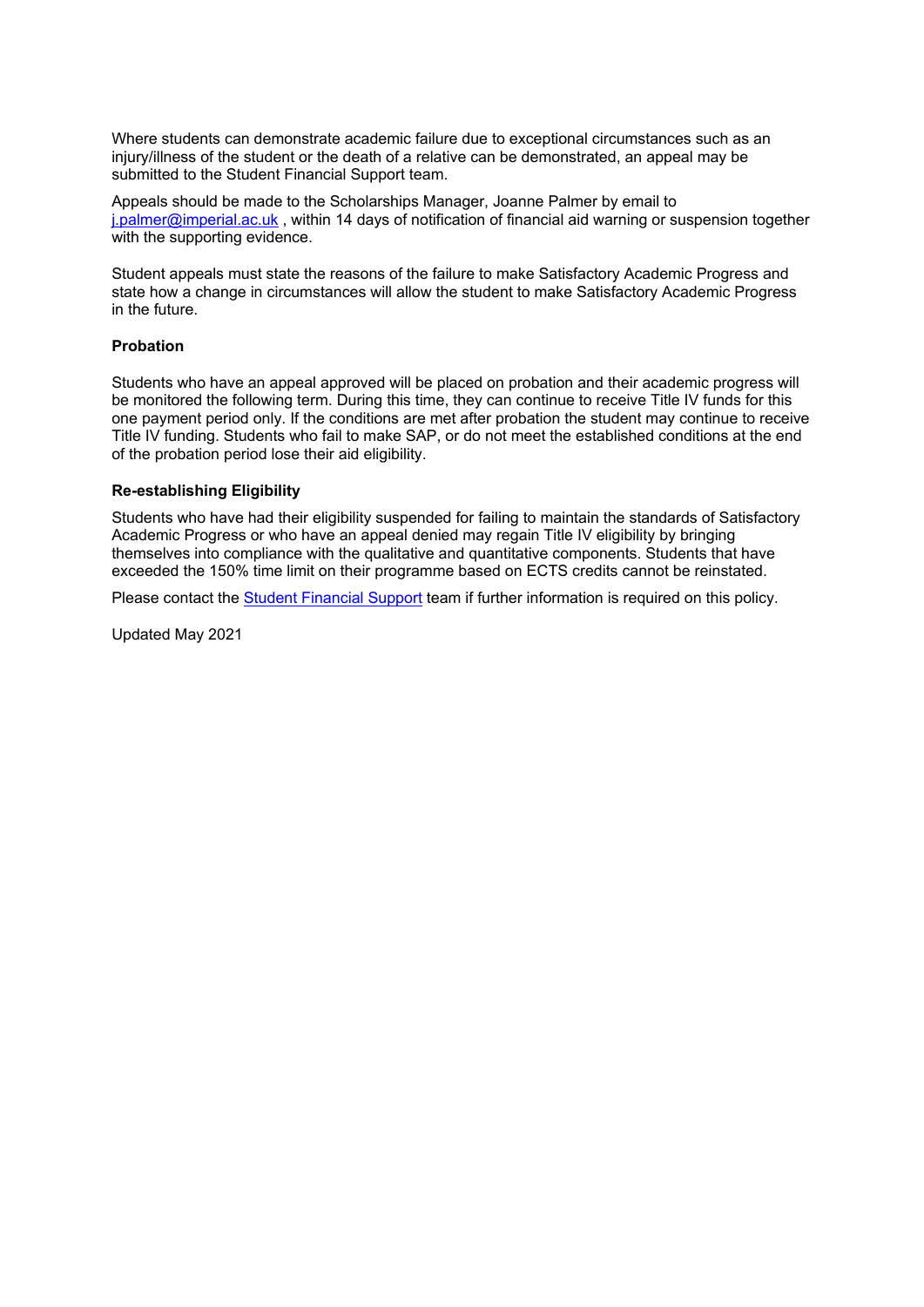Where students can demonstrate academic failure due to exceptional circumstances such as an injury/illness of the student or the death of a relative can be demonstrated, an appeal may be submitted to the Student Financial Support team.

Appeals should be made to the Scholarships Manager, Joanne Palmer by email to [j.palmer@imperial.ac.uk](mailto:j.palmer@imperial.ac.uk) , within 14 days of notification of financial aid warning or suspension together with the supporting evidence.

Student appeals must state the reasons of the failure to make Satisfactory Academic Progress and state how a change in circumstances will allow the student to make Satisfactory Academic Progress in the future.

**Probation**

Students who have an appeal approved will be placed on probation and their academic progress will be monitored the following term. During this time, they can continue to receive Title IV funds for this one payment period only. If the conditions are met after probation the student may continue to receive Title IV funding. Students who fail to make SAP, or do not meet the established conditions at the end of the probation period lose their aid eligibility.

**Re-establishing Eligibility**

Students who have had their eligibility suspended for failing to maintain the standards of Satisfactory Academic Progress or who have an appeal denied may regain Title IV eligibility by bringing themselves into compliance with the qualitative and quantitative components. Students that have exceeded the 150% time limit on their programme based on ECTS credits cannot be reinstated.

Please contact the [Student Financial Support](#) team if further information is required on this policy.

Updated May 2021